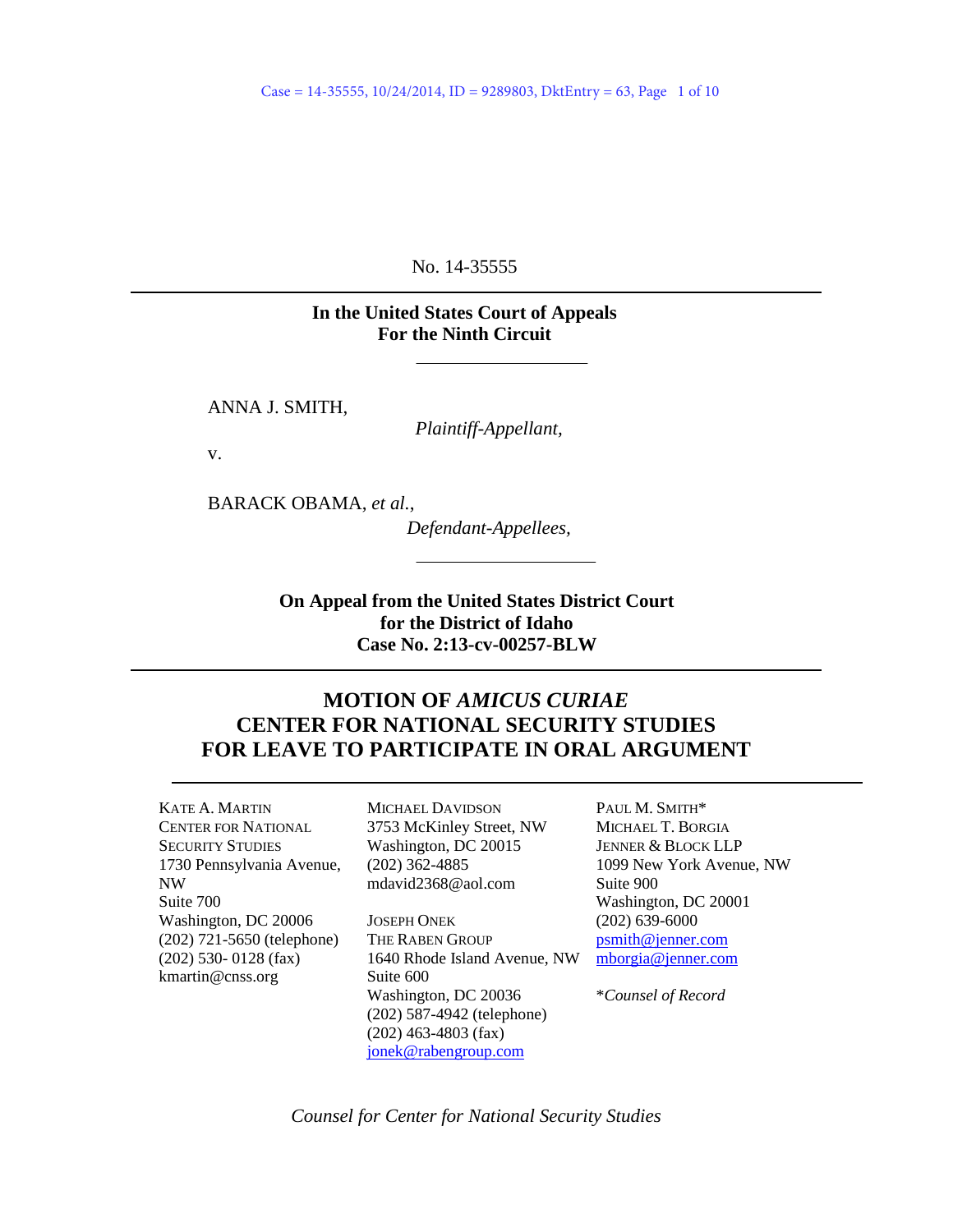No. 14-35555

**In the United States Court of Appeals**
**For the Ninth Circuit**

ANNA J. SMITH,

*Plaintiff-Appellant,*

v.

BARACK OBAMA, *et al.*,

*Defendant-Appellees,*

**On Appeal from the United States District Court**
**for the District of Idaho**
**Case No. 2:13-cv-00257-BLW**

## MOTION OF *AMICUS CURIAE* CENTER FOR NATIONAL SECURITY STUDIES FOR LEAVE TO PARTICIPATE IN ORAL ARGUMENT

KATE A. MARTIN
CENTER FOR NATIONAL SECURITY STUDIES
1730 Pennsylvania Avenue, NW
Suite 700
Washington, DC 20006
(202) 721-5650 (telephone)
(202) 530- 0128 (fax)
kmartin@cnss.org

MICHAEL DAVIDSON
3753 McKinley Street, NW
Washington, DC 20015
(202) 362-4885
mdavid2368@aol.com

JOSEPH ONEK
THE RABEN GROUP
1640 Rhode Island Avenue, NW
Suite 600
Washington, DC 20036
(202) 587-4942 (telephone)
(202) 463-4803 (fax)
jonek@rabengroup.com

PAUL M. SMITH*
MICHAEL T. BORGIA
JENNER & BLOCK LLP
1099 New York Avenue, NW
Suite 900
Washington, DC 20001
(202) 639-6000
psmith@jenner.com
mborgia@jenner.com

**Counsel of Record*

*Counsel for Center for National Security Studies*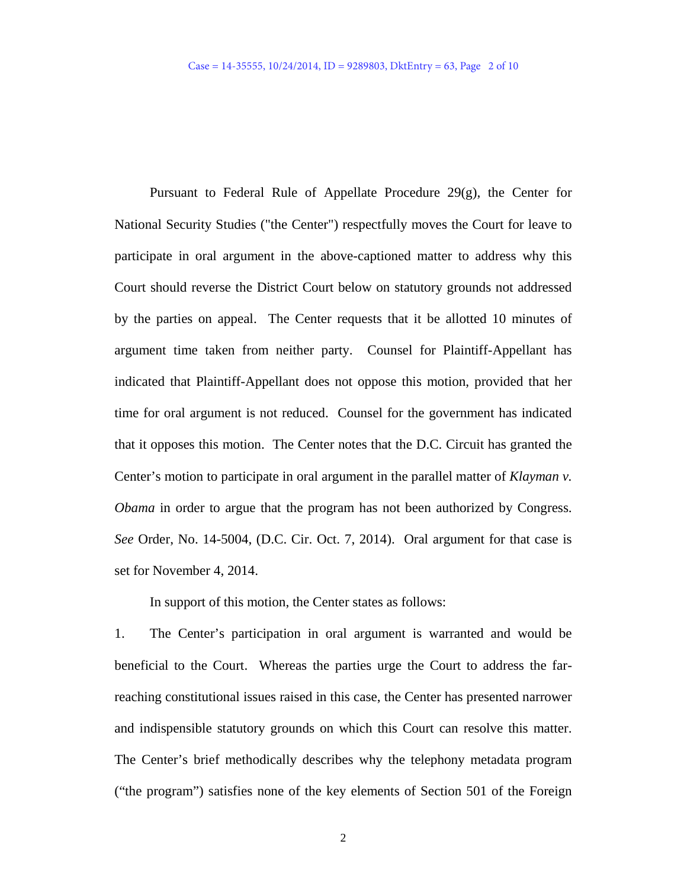Pursuant to Federal Rule of Appellate Procedure 29(g), the Center for National Security Studies ("the Center") respectfully moves the Court for leave to participate in oral argument in the above-captioned matter to address why this Court should reverse the District Court below on statutory grounds not addressed by the parties on appeal. The Center requests that it be allotted 10 minutes of argument time taken from neither party. Counsel for Plaintiff-Appellant has indicated that Plaintiff-Appellant does not oppose this motion, provided that her time for oral argument is not reduced. Counsel for the government has indicated that it opposes this motion. The Center notes that the D.C. Circuit has granted the Center's motion to participate in oral argument in the parallel matter of *Klayman v. Obama* in order to argue that the program has not been authorized by Congress. *See* Order, No. 14-5004, (D.C. Cir. Oct. 7, 2014). Oral argument for that case is set for November 4, 2014.

In support of this motion, the Center states as follows:

1. The Center's participation in oral argument is warranted and would be beneficial to the Court. Whereas the parties urge the Court to address the far-reaching constitutional issues raised in this case, the Center has presented narrower and indispensible statutory grounds on which this Court can resolve this matter. The Center's brief methodically describes why the telephony metadata program ("the program") satisfies none of the key elements of Section 501 of the Foreign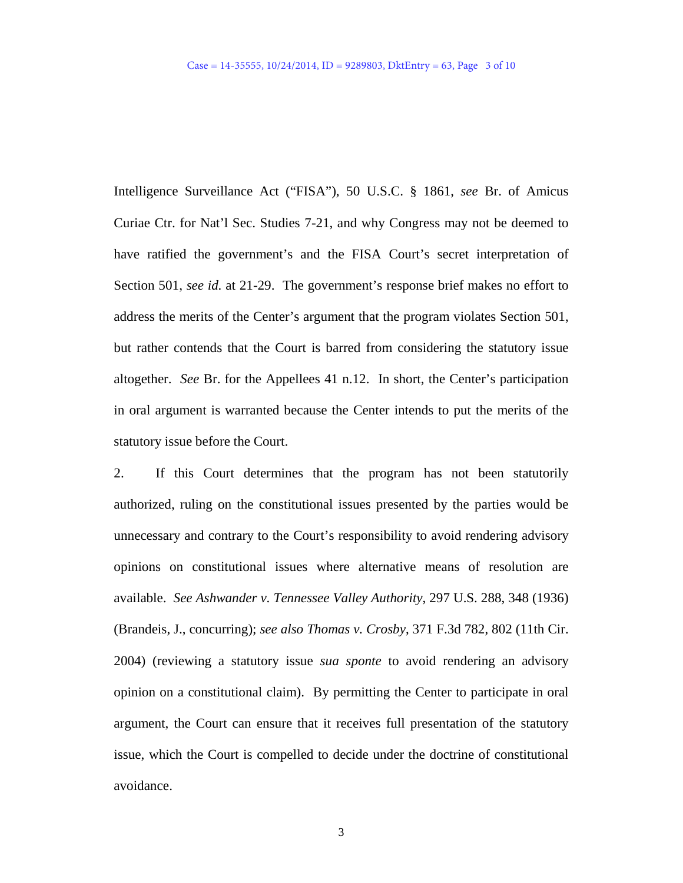Intelligence Surveillance Act ("FISA"), 50 U.S.C. § 1861, *see* Br. of Amicus Curiae Ctr. for Nat'l Sec. Studies 7-21, and why Congress may not be deemed to have ratified the government's and the FISA Court's secret interpretation of Section 501, *see id.* at 21-29. The government's response brief makes no effort to address the merits of the Center's argument that the program violates Section 501, but rather contends that the Court is barred from considering the statutory issue altogether. *See* Br. for the Appellees 41 n.12. In short, the Center's participation in oral argument is warranted because the Center intends to put the merits of the statutory issue before the Court.

2. If this Court determines that the program has not been statutorily authorized, ruling on the constitutional issues presented by the parties would be unnecessary and contrary to the Court's responsibility to avoid rendering advisory opinions on constitutional issues where alternative means of resolution are available. *See Ashwander v. Tennessee Valley Authority*, 297 U.S. 288, 348 (1936) (Brandeis, J., concurring); *see also Thomas v. Crosby*, 371 F.3d 782, 802 (11th Cir. 2004) (reviewing a statutory issue *sua sponte* to avoid rendering an advisory opinion on a constitutional claim). By permitting the Center to participate in oral argument, the Court can ensure that it receives full presentation of the statutory issue, which the Court is compelled to decide under the doctrine of constitutional avoidance.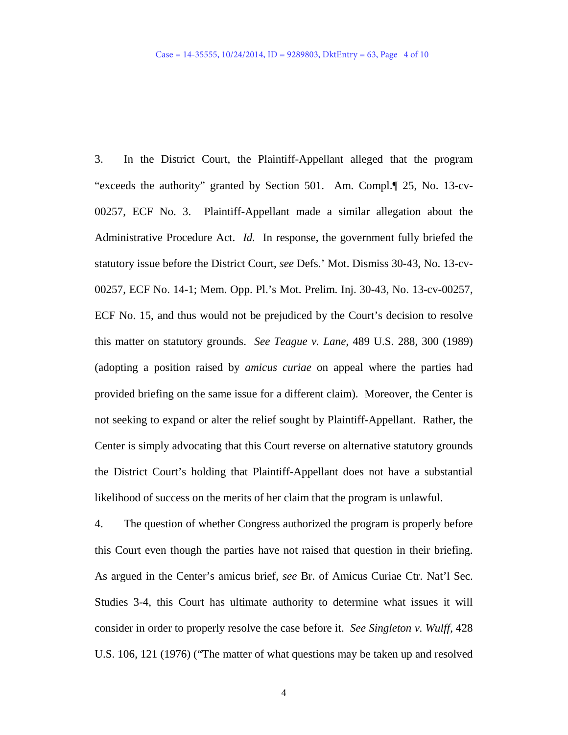3. In the District Court, the Plaintiff-Appellant alleged that the program "exceeds the authority" granted by Section 501. Am. Compl.¶ 25, No. 13-cv-00257, ECF No. 3. Plaintiff-Appellant made a similar allegation about the Administrative Procedure Act. *Id.* In response, the government fully briefed the statutory issue before the District Court, *see* Defs.' Mot. Dismiss 30-43, No. 13-cv-00257, ECF No. 14-1; Mem. Opp. Pl.'s Mot. Prelim. Inj. 30-43, No. 13-cv-00257, ECF No. 15, and thus would not be prejudiced by the Court's decision to resolve this matter on statutory grounds. *See Teague v. Lane,* 489 U.S. 288, 300 (1989) (adopting a position raised by *amicus curiae* on appeal where the parties had provided briefing on the same issue for a different claim). Moreover, the Center is not seeking to expand or alter the relief sought by Plaintiff-Appellant. Rather, the Center is simply advocating that this Court reverse on alternative statutory grounds the District Court's holding that Plaintiff-Appellant does not have a substantial likelihood of success on the merits of her claim that the program is unlawful.

4. The question of whether Congress authorized the program is properly before this Court even though the parties have not raised that question in their briefing. As argued in the Center's amicus brief, *see* Br. of Amicus Curiae Ctr. Nat'l Sec. Studies 3-4, this Court has ultimate authority to determine what issues it will consider in order to properly resolve the case before it. *See Singleton v. Wulff*, 428 U.S. 106, 121 (1976) ("The matter of what questions may be taken up and resolved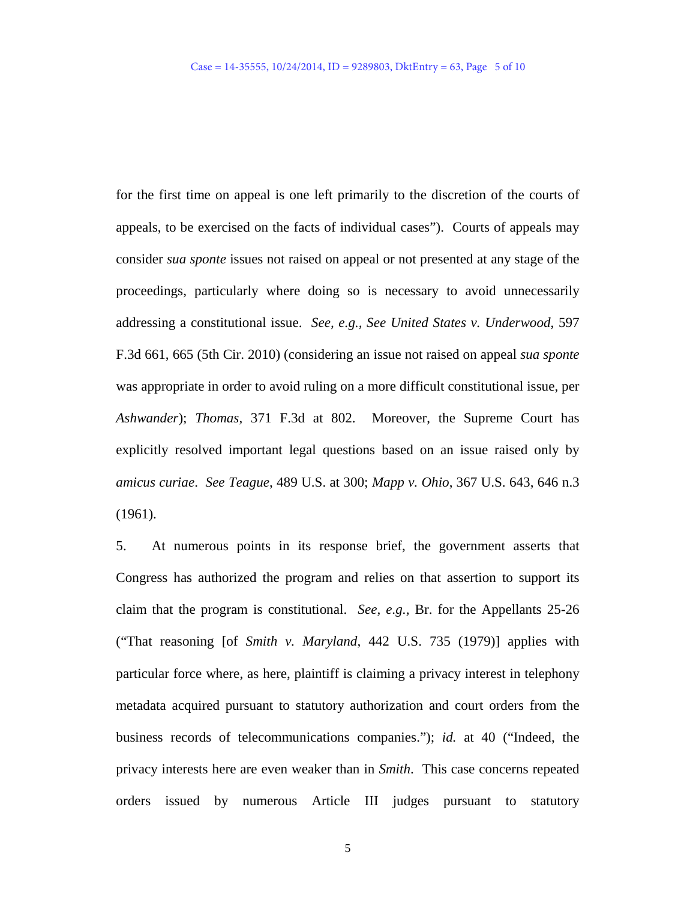for the first time on appeal is one left primarily to the discretion of the courts of appeals, to be exercised on the facts of individual cases"). Courts of appeals may consider *sua sponte* issues not raised on appeal or not presented at any stage of the proceedings, particularly where doing so is necessary to avoid unnecessarily addressing a constitutional issue. *See, e.g., See United States v. Underwood*, 597 F.3d 661, 665 (5th Cir. 2010) (considering an issue not raised on appeal *sua sponte* was appropriate in order to avoid ruling on a more difficult constitutional issue, per *Ashwander*); *Thomas*, 371 F.3d at 802. Moreover, the Supreme Court has explicitly resolved important legal questions based on an issue raised only by *amicus curiae*. *See Teague*, 489 U.S. at 300; *Mapp v. Ohio*, 367 U.S. 643, 646 n.3 (1961).

5. At numerous points in its response brief, the government asserts that Congress has authorized the program and relies on that assertion to support its claim that the program is constitutional. *See, e.g.,* Br. for the Appellants 25-26 ("That reasoning [of *Smith v. Maryland*, 442 U.S. 735 (1979)] applies with particular force where, as here, plaintiff is claiming a privacy interest in telephony metadata acquired pursuant to statutory authorization and court orders from the business records of telecommunications companies."); *id.* at 40 ("Indeed, the privacy interests here are even weaker than in *Smith*. This case concerns repeated orders issued by numerous Article III judges pursuant to statutory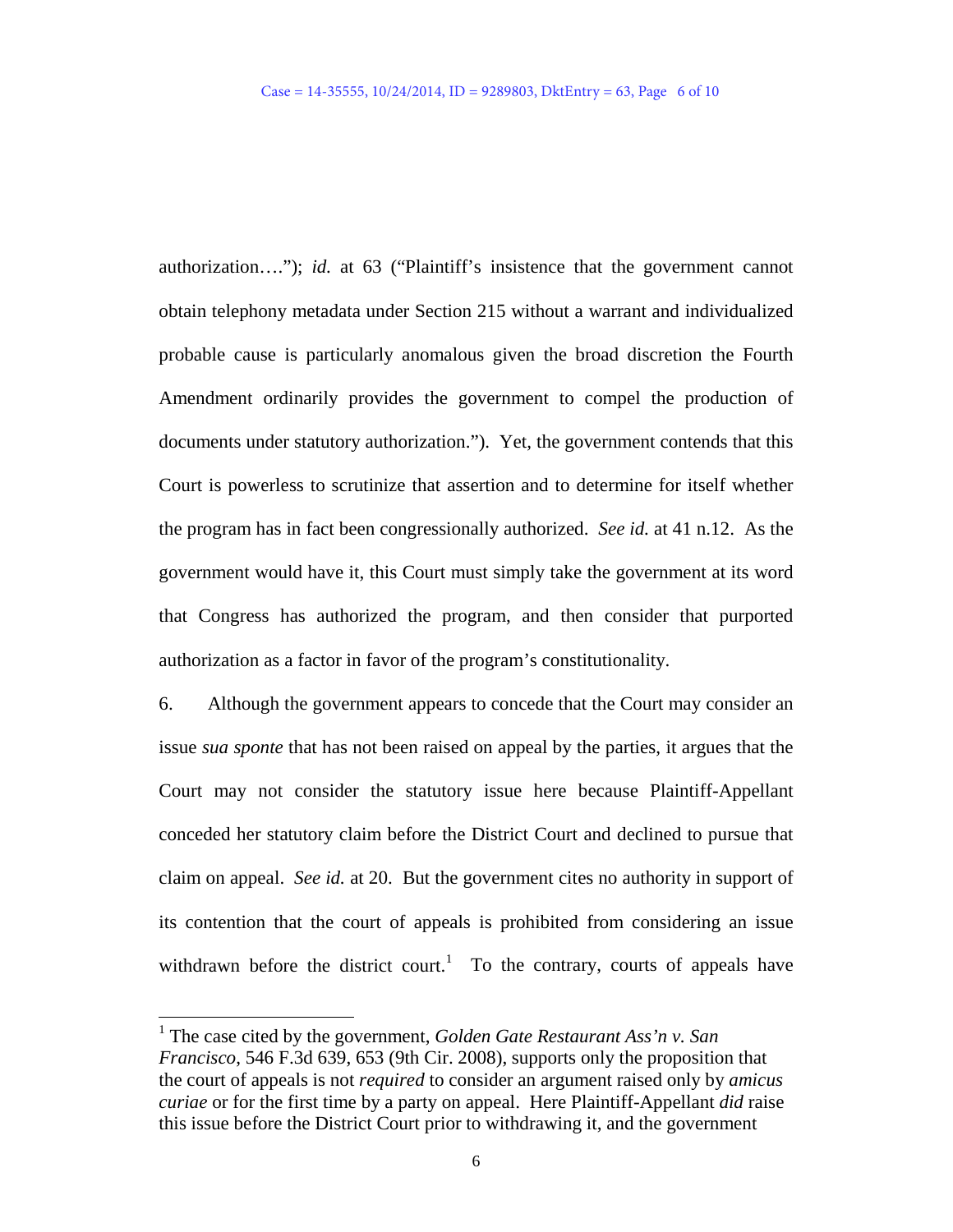authorization….”); *id.* at 63 (“Plaintiff’s insistence that the government cannot obtain telephony metadata under Section 215 without a warrant and individualized probable cause is particularly anomalous given the broad discretion the Fourth Amendment ordinarily provides the government to compel the production of documents under statutory authorization.”). Yet, the government contends that this Court is powerless to scrutinize that assertion and to determine for itself whether the program has in fact been congressionally authorized. *See id.* at 41 n.12. As the government would have it, this Court must simply take the government at its word that Congress has authorized the program, and then consider that purported authorization as a factor in favor of the program’s constitutionality.

6. Although the government appears to concede that the Court may consider an issue *sua sponte* that has not been raised on appeal by the parties, it argues that the Court may not consider the statutory issue here because Plaintiff-Appellant conceded her statutory claim before the District Court and declined to pursue that claim on appeal. *See id.* at 20. But the government cites no authority in support of its contention that the court of appeals is prohibited from considering an issue withdrawn before the district court.[1] To the contrary, courts of appeals have

[1] The case cited by the government, *Golden Gate Restaurant Ass’n v. San Francisco*, 546 F.3d 639, 653 (9th Cir. 2008), supports only the proposition that the court of appeals is not *required* to consider an argument raised only by *amicus curiae* or for the first time by a party on appeal. Here Plaintiff-Appellant *did* raise this issue before the District Court prior to withdrawing it, and the government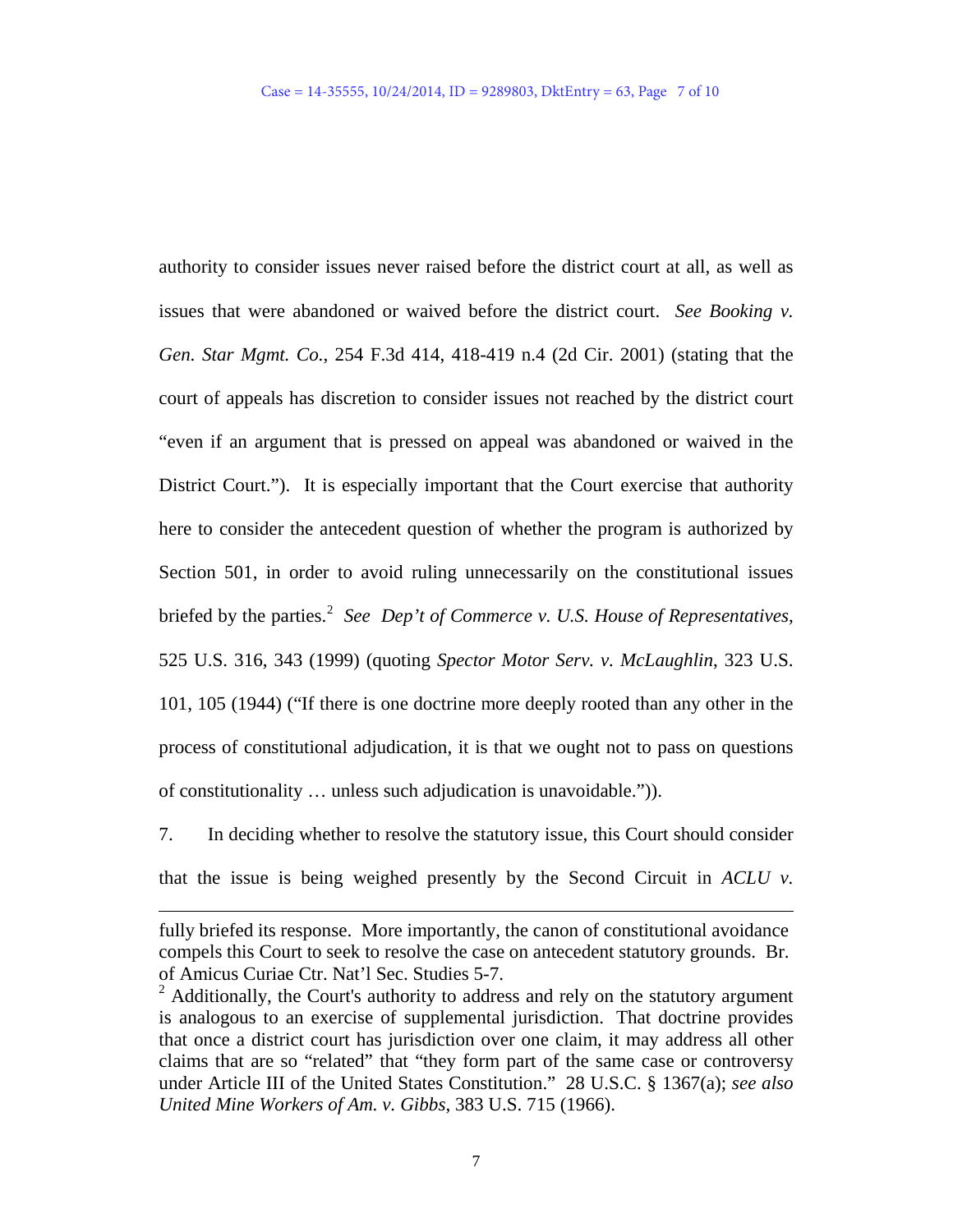authority to consider issues never raised before the district court at all, as well as issues that were abandoned or waived before the district court. *See Booking v. Gen. Star Mgmt. Co.*, 254 F.3d 414, 418-419 n.4 (2d Cir. 2001) (stating that the court of appeals has discretion to consider issues not reached by the district court "even if an argument that is pressed on appeal was abandoned or waived in the District Court."). It is especially important that the Court exercise that authority here to consider the antecedent question of whether the program is authorized by Section 501, in order to avoid ruling unnecessarily on the constitutional issues briefed by the parties.[2] *See Dep't of Commerce v. U.S. House of Representatives*, 525 U.S. 316, 343 (1999) (quoting *Spector Motor Serv. v. McLaughlin*, 323 U.S. 101, 105 (1944) ("If there is one doctrine more deeply rooted than any other in the process of constitutional adjudication, it is that we ought not to pass on questions of constitutionality … unless such adjudication is unavoidable.")).

7. In deciding whether to resolve the statutory issue, this Court should consider that the issue is being weighed presently by the Second Circuit in *ACLU v.*

---

fully briefed its response. More importantly, the canon of constitutional avoidance compels this Court to seek to resolve the case on antecedent statutory grounds. Br. of Amicus Curiae Ctr. Nat'l Sec. Studies 5-7.

[2] Additionally, the Court's authority to address and rely on the statutory argument is analogous to an exercise of supplemental jurisdiction. That doctrine provides that once a district court has jurisdiction over one claim, it may address all other claims that are so "related" that "they form part of the same case or controversy under Article III of the United States Constitution." 28 U.S.C. § 1367(a); *see also United Mine Workers of Am. v. Gibbs*, 383 U.S. 715 (1966).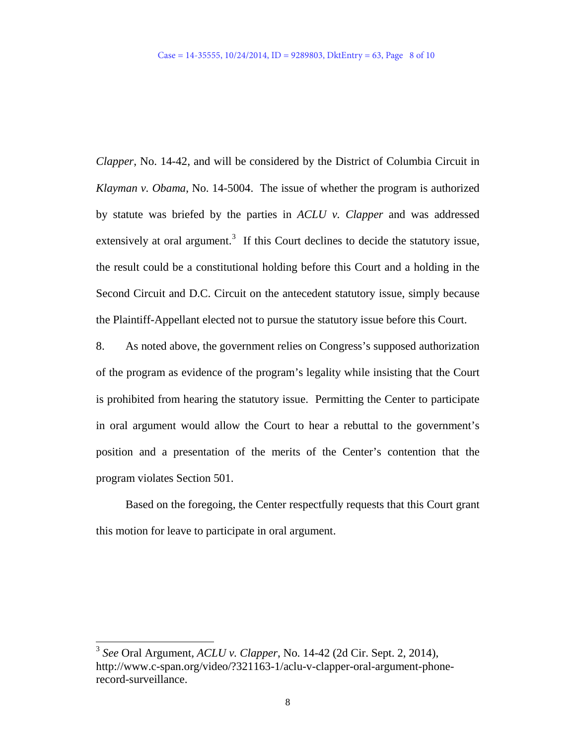*Clapper*, No. 14-42, and will be considered by the District of Columbia Circuit in *Klayman v. Obama*, No. 14-5004. The issue of whether the program is authorized by statute was briefed by the parties in *ACLU v. Clapper* and was addressed extensively at oral argument.[3] If this Court declines to decide the statutory issue, the result could be a constitutional holding before this Court and a holding in the Second Circuit and D.C. Circuit on the antecedent statutory issue, simply because the Plaintiff-Appellant elected not to pursue the statutory issue before this Court.

8. As noted above, the government relies on Congress's supposed authorization of the program as evidence of the program's legality while insisting that the Court is prohibited from hearing the statutory issue. Permitting the Center to participate in oral argument would allow the Court to hear a rebuttal to the government's position and a presentation of the merits of the Center's contention that the program violates Section 501.

Based on the foregoing, the Center respectfully requests that this Court grant this motion for leave to participate in oral argument.

---

[3] *See* Oral Argument, *ACLU v. Clapper*, No. 14-42 (2d Cir. Sept. 2, 2014), http://www.c-span.org/video/?321163-1/aclu-v-clapper-oral-argument-phone-record-surveillance.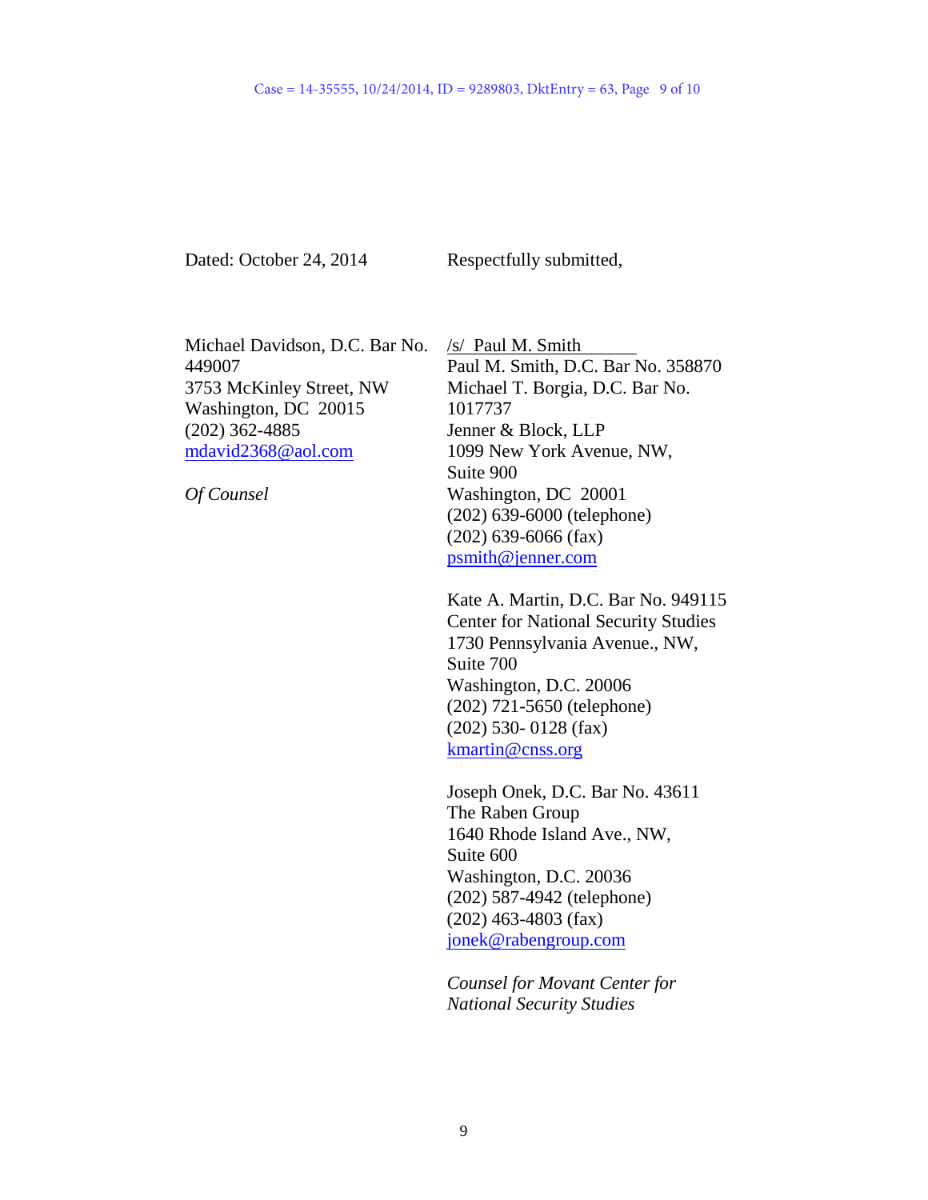Dated: October 24, 2014

Respectfully submitted,

/s/ Paul M. Smith
Paul M. Smith, D.C. Bar No. 358870
Michael T. Borgia, D.C. Bar No. 1017737
Jenner & Block, LLP
1099 New York Avenue, NW, Suite 900
Washington, DC 20001
(202) 639-6000 (telephone)
(202) 639-6066 (fax)
psmith@jenner.com

Kate A. Martin, D.C. Bar No. 949115
Center for National Security Studies
1730 Pennsylvania Avenue., NW, Suite 700
Washington, D.C. 20006
(202) 721-5650 (telephone)
(202) 530- 0128 (fax)
kmartin@cnss.org

Joseph Onek, D.C. Bar No. 43611
The Raben Group
1640 Rhode Island Ave., NW, Suite 600
Washington, D.C. 20036
(202) 587-4942 (telephone)
(202) 463-4803 (fax)
jonek@rabengroup.com

*Counsel for Movant Center for National Security Studies*

Michael Davidson, D.C. Bar No. 449007
3753 McKinley Street, NW
Washington, DC 20015
(202) 362-4885
mdavid2368@aol.com

*Of Counsel*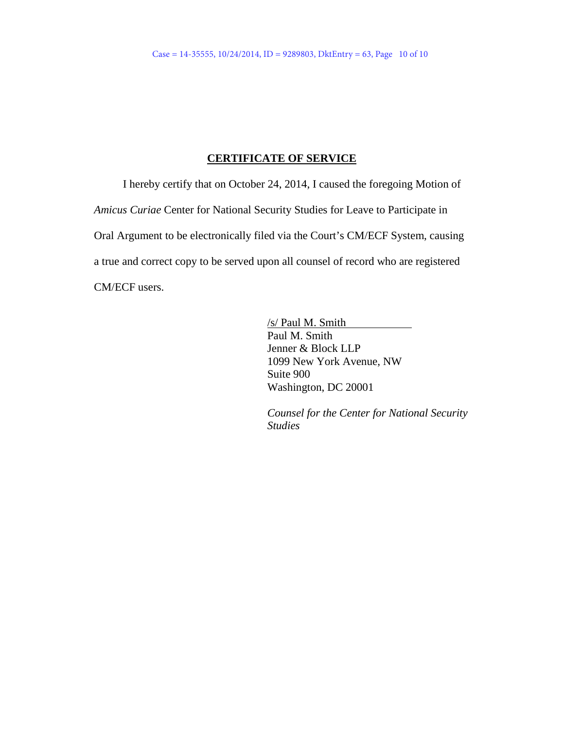## CERTIFICATE OF SERVICE

I hereby certify that on October 24, 2014, I caused the foregoing Motion of *Amicus Curiae* Center for National Security Studies for Leave to Participate in Oral Argument to be electronically filed via the Court's CM/ECF System, causing a true and correct copy to be served upon all counsel of record who are registered CM/ECF users.

/s/ Paul M. Smith
Paul M. Smith
Jenner & Block LLP
1099 New York Avenue, NW
Suite 900
Washington, DC 20001

*Counsel for the Center for National Security Studies*